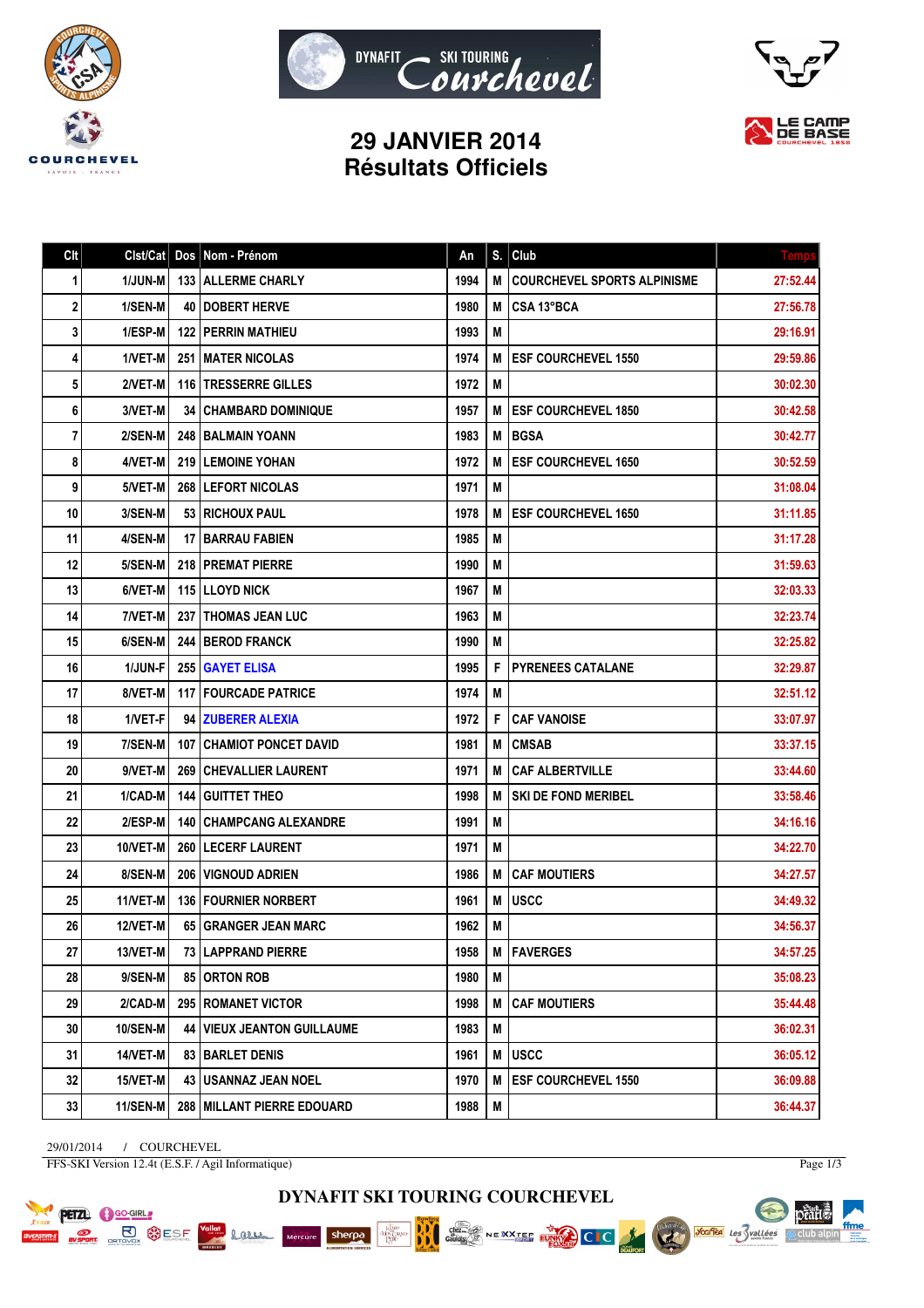# 29 JANVIER 2014
## Résultats Officiels

| Clt | Clst/Cat | Dos | Nom - Prénom | An | S. | Club | Temps |
|---|---|---|---|---|---|---|---|
| 1 | 1/JUN-M | 133 | ALLERME CHARLY | 1994 | M | COURCHEVEL SPORTS ALPINISME | 27:52.44 |
| 2 | 1/SEN-M | 40 | DOBERT HERVE | 1980 | M | CSA 13°BCA | 27:56.78 |
| 3 | 1/ESP-M | 122 | PERRIN MATHIEU | 1993 | M | | 29:16.91 |
| 4 | 1/VET-M | 251 | MATER NICOLAS | 1974 | M | ESF COURCHEVEL 1550 | 29:59.86 |
| 5 | 2/VET-M | 116 | TRESSERRE GILLES | 1972 | M | | 30:02.30 |
| 6 | 3/VET-M | 34 | CHAMBARD DOMINIQUE | 1957 | M | ESF COURCHEVEL 1850 | 30:42.58 |
| 7 | 2/SEN-M | 248 | BALMAIN YOANN | 1983 | M | BGSA | 30:42.77 |
| 8 | 4/VET-M | 219 | LEMOINE YOHAN | 1972 | M | ESF COURCHEVEL 1650 | 30:52.59 |
| 9 | 5/VET-M | 268 | LEFORT NICOLAS | 1971 | M | | 31:08.04 |
| 10 | 3/SEN-M | 53 | RICHOUX PAUL | 1978 | M | ESF COURCHEVEL 1650 | 31:11.85 |
| 11 | 4/SEN-M | 17 | BARRAU FABIEN | 1985 | M | | 31:17.28 |
| 12 | 5/SEN-M | 218 | PREMAT PIERRE | 1990 | M | | 31:59.63 |
| 13 | 6/VET-M | 115 | LLOYD NICK | 1967 | M | | 32:03.33 |
| 14 | 7/VET-M | 237 | THOMAS JEAN LUC | 1963 | M | | 32:23.74 |
| 15 | 6/SEN-M | 244 | BEROD FRANCK | 1990 | M | | 32:25.82 |
| 16 | 1/JUN-F | 255 | GAYET ELISA | 1995 | F | PYRENEES CATALANE | 32:29.87 |
| 17 | 8/VET-M | 117 | FOURCADE PATRICE | 1974 | M | | 32:51.12 |
| 18 | 1/VET-F | 94 | ZUBERER ALEXIA | 1972 | F | CAF VANOISE | 33:07.97 |
| 19 | 7/SEN-M | 107 | CHAMIOT PONCET DAVID | 1981 | M | CMSAB | 33:37.15 |
| 20 | 9/VET-M | 269 | CHEVALLIER LAURENT | 1971 | M | CAF ALBERTVILLE | 33:44.60 |
| 21 | 1/CAD-M | 144 | GUITTET THEO | 1998 | M | SKI DE FOND MERIBEL | 33:58.46 |
| 22 | 2/ESP-M | 140 | CHAMPCANG ALEXANDRE | 1991 | M | | 34:16.16 |
| 23 | 10/VET-M | 260 | LECERF LAURENT | 1971 | M | | 34:22.70 |
| 24 | 8/SEN-M | 206 | VIGNOUD ADRIEN | 1986 | M | CAF MOUTIERS | 34:27.57 |
| 25 | 11/VET-M | 136 | FOURNIER NORBERT | 1961 | M | USCC | 34:49.32 |
| 26 | 12/VET-M | 65 | GRANGER JEAN MARC | 1962 | M | | 34:56.37 |
| 27 | 13/VET-M | 73 | LAPPRAND PIERRE | 1958 | M | FAVERGES | 34:57.25 |
| 28 | 9/SEN-M | 85 | ORTON ROB | 1980 | M | | 35:08.23 |
| 29 | 2/CAD-M | 295 | ROMANET VICTOR | 1998 | M | CAF MOUTIERS | 35:44.48 |
| 30 | 10/SEN-M | 44 | VIEUX JEANTON GUILLAUME | 1983 | M | | 36:02.31 |
| 31 | 14/VET-M | 83 | BARLET DENIS | 1961 | M | USCC | 36:05.12 |
| 32 | 15/VET-M | 43 | USANNAZ JEAN NOEL | 1970 | M | ESF COURCHEVEL 1550 | 36:09.88 |
| 33 | 11/SEN-M | 288 | MILLANT PIERRE EDOUARD | 1988 | M | | 36:44.37 |

29/01/2014 / COURCHEVEL

FFS-SKI Version 12.4t (E.S.F. / Agil Informatique)

DYNAFIT SKI TOURING COURCHEVEL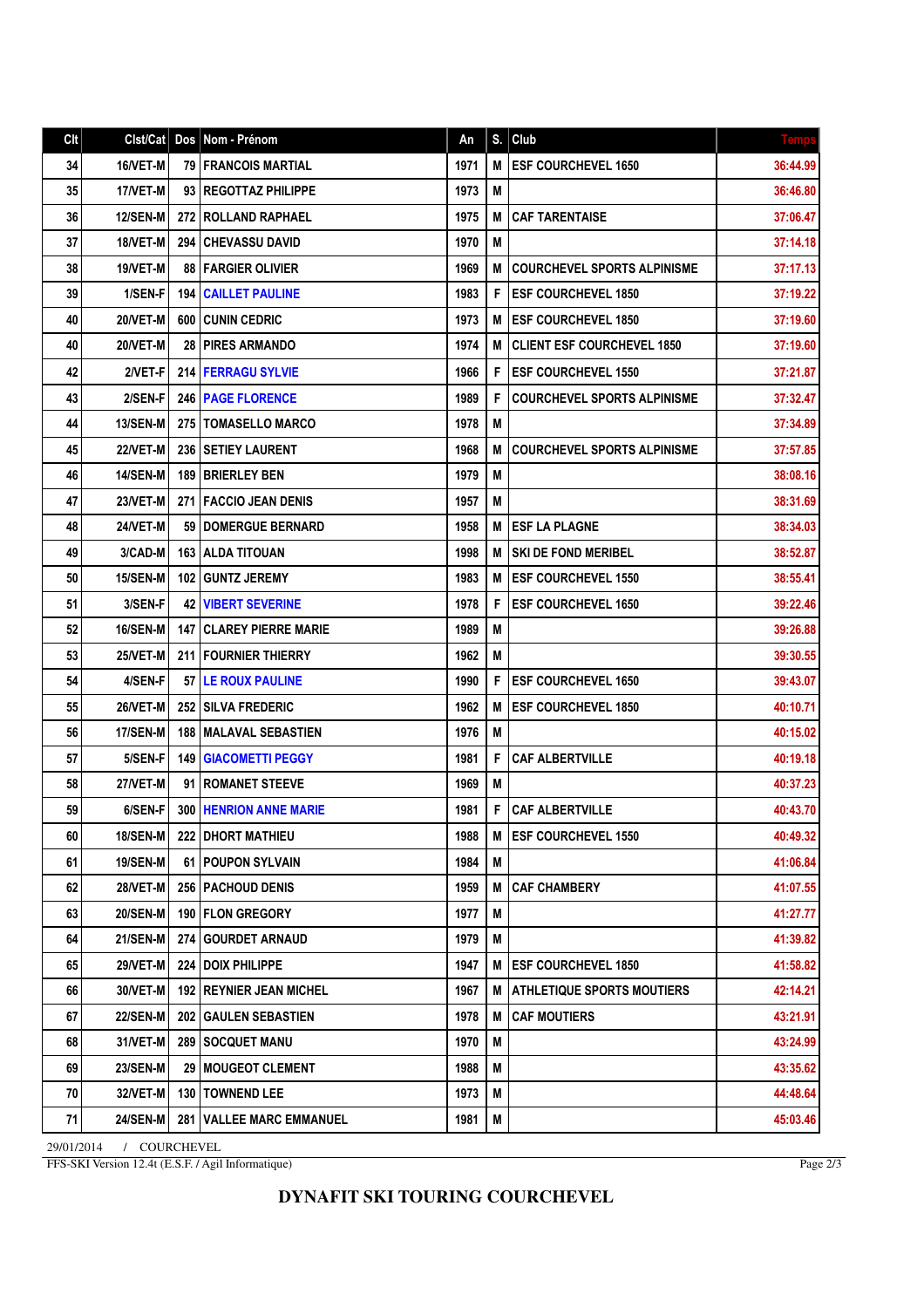| Clt | Clst/Cat | Dos | Nom - Prénom | An | S. | Club | Temps |
|---|---|---|---|---|---|---|---|
| 34 | 16/VET-M | 79 | FRANCOIS MARTIAL | 1971 | M | ESF COURCHEVEL 1650 | 36:44.99 |
| 35 | 17/VET-M | 93 | REGOTTAZ PHILIPPE | 1973 | M | | 36:46.80 |
| 36 | 12/SEN-M | 272 | ROLLAND RAPHAEL | 1975 | M | CAF TARENTAISE | 37:06.47 |
| 37 | 18/VET-M | 294 | CHEVASSU DAVID | 1970 | M | | 37:14.18 |
| 38 | 19/VET-M | 88 | FARGIER OLIVIER | 1969 | M | COURCHEVEL SPORTS ALPINISME | 37:17.13 |
| 39 | 1/SEN-F | 194 | CAILLET PAULINE | 1983 | F | ESF COURCHEVEL 1850 | 37:19.22 |
| 40 | 20/VET-M | 600 | CUNIN CEDRIC | 1973 | M | ESF COURCHEVEL 1850 | 37:19.60 |
| 40 | 20/VET-M | 28 | PIRES ARMANDO | 1974 | M | CLIENT ESF COURCHEVEL 1850 | 37:19.60 |
| 42 | 2/VET-F | 214 | FERRAGU SYLVIE | 1966 | F | ESF COURCHEVEL 1550 | 37:21.87 |
| 43 | 2/SEN-F | 246 | PAGE FLORENCE | 1989 | F | COURCHEVEL SPORTS ALPINISME | 37:32.47 |
| 44 | 13/SEN-M | 275 | TOMASELLO MARCO | 1978 | M | | 37:34.89 |
| 45 | 22/VET-M | 236 | SETIEY LAURENT | 1968 | M | COURCHEVEL SPORTS ALPINISME | 37:57.85 |
| 46 | 14/SEN-M | 189 | BRIERLEY BEN | 1979 | M | | 38:08.16 |
| 47 | 23/VET-M | 271 | FACCIO JEAN DENIS | 1957 | M | | 38:31.69 |
| 48 | 24/VET-M | 59 | DOMERGUE BERNARD | 1958 | M | ESF LA PLAGNE | 38:34.03 |
| 49 | 3/CAD-M | 163 | ALDA TITOUAN | 1998 | M | SKI DE FOND MERIBEL | 38:52.87 |
| 50 | 15/SEN-M | 102 | GUNTZ JEREMY | 1983 | M | ESF COURCHEVEL 1550 | 38:55.41 |
| 51 | 3/SEN-F | 42 | VIBERT SEVERINE | 1978 | F | ESF COURCHEVEL 1650 | 39:22.46 |
| 52 | 16/SEN-M | 147 | CLAREY PIERRE MARIE | 1989 | M | | 39:26.88 |
| 53 | 25/VET-M | 211 | FOURNIER THIERRY | 1962 | M | | 39:30.55 |
| 54 | 4/SEN-F | 57 | LE ROUX PAULINE | 1990 | F | ESF COURCHEVEL 1650 | 39:43.07 |
| 55 | 26/VET-M | 252 | SILVA FREDERIC | 1962 | M | ESF COURCHEVEL 1850 | 40:10.71 |
| 56 | 17/SEN-M | 188 | MALAVAL SEBASTIEN | 1976 | M | | 40:15.02 |
| 57 | 5/SEN-F | 149 | GIACOMETTI PEGGY | 1981 | F | CAF ALBERTVILLE | 40:19.18 |
| 58 | 27/VET-M | 91 | ROMANET STEEVE | 1969 | M | | 40:37.23 |
| 59 | 6/SEN-F | 300 | HENRION ANNE MARIE | 1981 | F | CAF ALBERTVILLE | 40:43.70 |
| 60 | 18/SEN-M | 222 | DHORT MATHIEU | 1988 | M | ESF COURCHEVEL 1550 | 40:49.32 |
| 61 | 19/SEN-M | 61 | POUPON SYLVAIN | 1984 | M | | 41:06.84 |
| 62 | 28/VET-M | 256 | PACHOUD DENIS | 1959 | M | CAF CHAMBERY | 41:07.55 |
| 63 | 20/SEN-M | 190 | FLON GREGORY | 1977 | M | | 41:27.77 |
| 64 | 21/SEN-M | 274 | GOURDET ARNAUD | 1979 | M | | 41:39.82 |
| 65 | 29/VET-M | 224 | DOIX PHILIPPE | 1947 | M | ESF COURCHEVEL 1850 | 41:58.82 |
| 66 | 30/VET-M | 192 | REYNIER JEAN MICHEL | 1967 | M | ATHLETIQUE SPORTS MOUTIERS | 42:14.21 |
| 67 | 22/SEN-M | 202 | GAULEN SEBASTIEN | 1978 | M | CAF MOUTIERS | 43:21.91 |
| 68 | 31/VET-M | 289 | SOCQUET MANU | 1970 | M | | 43:24.99 |
| 69 | 23/SEN-M | 29 | MOUGEOT CLEMENT | 1988 | M | | 43:35.62 |
| 70 | 32/VET-M | 130 | TOWNEND LEE | 1973 | M | | 44:48.64 |
| 71 | 24/SEN-M | 281 | VALLEE MARC EMMANUEL | 1981 | M | | 45:03.46 |

29/01/2014 / COURCHEVEL

FFS-SKI Version 12.4t (E.S.F. / Agil Informatique)

**DYNAFIT SKI TOURING COURCHEVEL**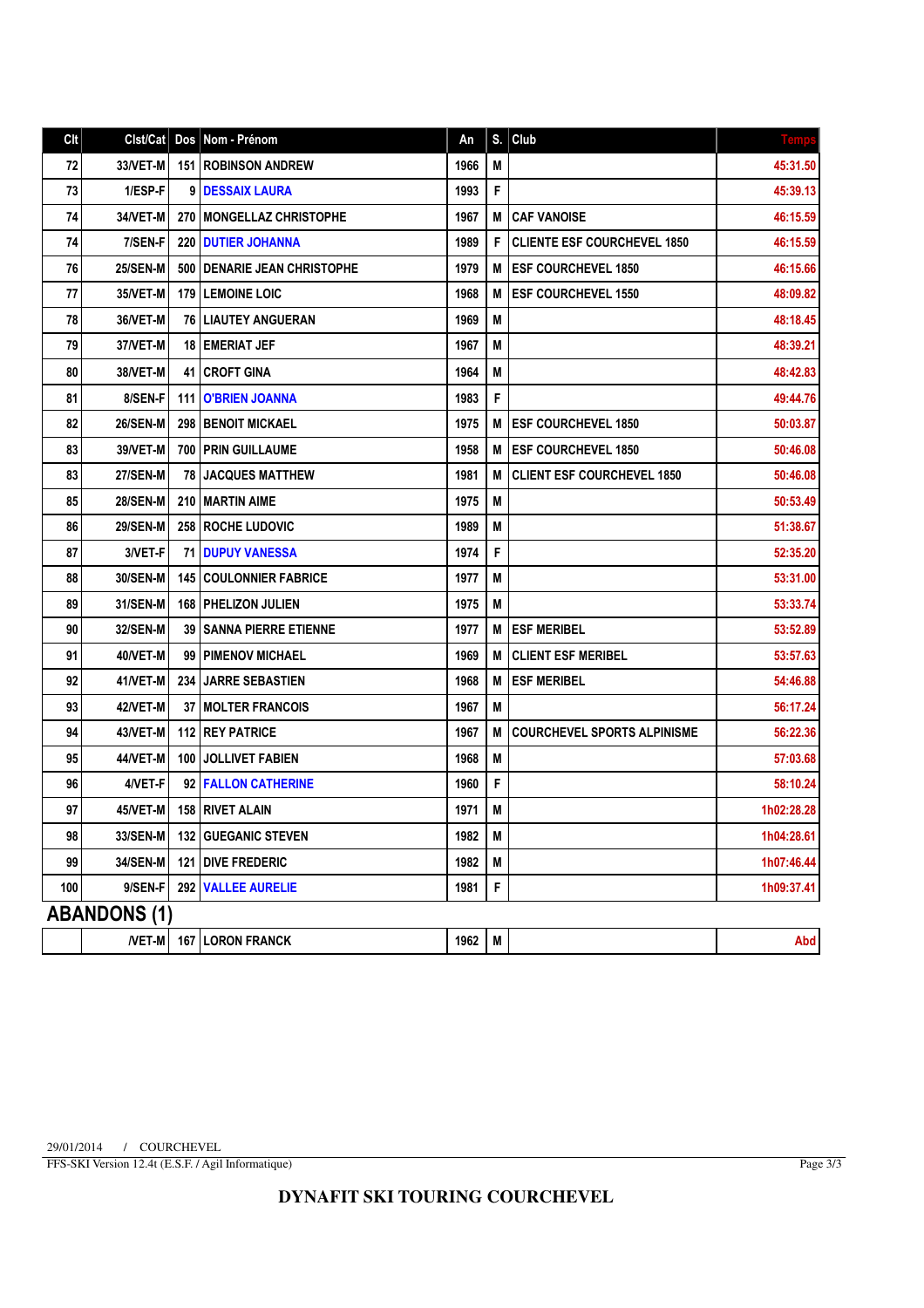| Clt | Clst/Cat | Dos | Nom - Prénom | An | S. | Club | Temps |
|---|---|---|---|---|---|---|---|
| 72 | 33/VET-M | 151 | ROBINSON ANDREW | 1966 | M | | 45:31.50 |
| 73 | 1/ESP-F | 9 | DESSAIX LAURA | 1993 | F | | 45:39.13 |
| 74 | 34/VET-M | 270 | MONGELLAZ CHRISTOPHE | 1967 | M | CAF VANOISE | 46:15.59 |
| 74 | 7/SEN-F | 220 | DUTIER JOHANNA | 1989 | F | CLIENTE ESF COURCHEVEL 1850 | 46:15.59 |
| 76 | 25/SEN-M | 500 | DENARIE JEAN CHRISTOPHE | 1979 | M | ESF COURCHEVEL 1850 | 46:15.66 |
| 77 | 35/VET-M | 179 | LEMOINE LOIC | 1968 | M | ESF COURCHEVEL 1550 | 48:09.82 |
| 78 | 36/VET-M | 76 | LIAUTEY ANGUERAN | 1969 | M | | 48:18.45 |
| 79 | 37/VET-M | 18 | EMERIAT JEF | 1967 | M | | 48:39.21 |
| 80 | 38/VET-M | 41 | CROFT GINA | 1964 | M | | 48:42.83 |
| 81 | 8/SEN-F | 111 | O'BRIEN JOANNA | 1983 | F | | 49:44.76 |
| 82 | 26/SEN-M | 298 | BENOIT MICKAEL | 1975 | M | ESF COURCHEVEL 1850 | 50:03.87 |
| 83 | 39/VET-M | 700 | PRIN GUILLAUME | 1958 | M | ESF COURCHEVEL 1850 | 50:46.08 |
| 83 | 27/SEN-M | 78 | JACQUES MATTHEW | 1981 | M | CLIENT ESF COURCHEVEL 1850 | 50:46.08 |
| 85 | 28/SEN-M | 210 | MARTIN AIME | 1975 | M | | 50:53.49 |
| 86 | 29/SEN-M | 258 | ROCHE LUDOVIC | 1989 | M | | 51:38.67 |
| 87 | 3/VET-F | 71 | DUPUY VANESSA | 1974 | F | | 52:35.20 |
| 88 | 30/SEN-M | 145 | COULONNIER FABRICE | 1977 | M | | 53:31.00 |
| 89 | 31/SEN-M | 168 | PHELIZON JULIEN | 1975 | M | | 53:33.74 |
| 90 | 32/SEN-M | 39 | SANNA PIERRE ETIENNE | 1977 | M | ESF MERIBEL | 53:52.89 |
| 91 | 40/VET-M | 99 | PIMENOV MICHAEL | 1969 | M | CLIENT ESF MERIBEL | 53:57.63 |
| 92 | 41/VET-M | 234 | JARRE SEBASTIEN | 1968 | M | ESF MERIBEL | 54:46.88 |
| 93 | 42/VET-M | 37 | MOLTER FRANCOIS | 1967 | M | | 56:17.24 |
| 94 | 43/VET-M | 112 | REY PATRICE | 1967 | M | COURCHEVEL SPORTS ALPINISME | 56:22.36 |
| 95 | 44/VET-M | 100 | JOLLIVET FABIEN | 1968 | M | | 57:03.68 |
| 96 | 4/VET-F | 92 | FALLON CATHERINE | 1960 | F | | 58:10.24 |
| 97 | 45/VET-M | 158 | RIVET ALAIN | 1971 | M | | 1h02:28.28 |
| 98 | 33/SEN-M | 132 | GUEGANIC STEVEN | 1982 | M | | 1h04:28.61 |
| 99 | 34/SEN-M | 121 | DIVE FREDERIC | 1982 | M | | 1h07:46.44 |
| 100 | 9/SEN-F | 292 | VALLEE AURELIE | 1981 | F | | 1h09:37.41 |

## ABANDONS (1)

| | | | | | | | |
|---|---|---|---|---|---|---|---|
| | /VET-M | 167 | LORON FRANCK | 1962 | M | | Abd |

29/01/2014 / COURCHEVEL

FFS-SKI Version 12.4t (E.S.F. / Agil Informatique)

**DYNAFIT SKI TOURING COURCHEVEL**